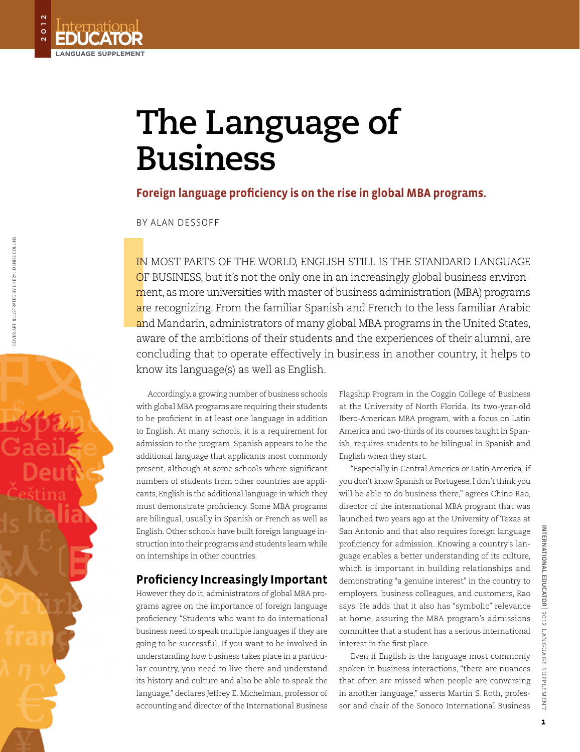# The Language of Business

**Foreign language proficiency is on the rise in global MBA programs.**

BY ALAN DESSOFF

IN MOST PARTS OF THE WORLD, ENGLISH STILL IS THE STANDARD LANGUAGE OF BUSINESS, but it's not the only one in an increasingly global business environment, as more universities with master of business administration (MBA) programs are recognizing. From the familiar Spanish and French to the less familiar Arabic and Mandarin, administrators of many global MBA programs in the United States, aware of the ambitions of their students and the experiences of their alumni, are concluding that to operate effectively in business in another country, it helps to know its language(s) as well as English.

Accordingly, a growing number of business schools with global MBA programs are requiring their students to be proficient in at least one language in addition to English. At many schools, it is a requirement for admission to the program. Spanish appears to be the additional language that applicants most commonly present, although at some schools where significant numbers of students from other countries are applicants, English is the additional language in which they must demonstrate proficiency. Some MBA programs are bilingual, usually in Spanish or French as well as English. Other schools have built foreign language instruction into their programs and students learn while on internships in other countries.

## Proficiency Increasingly Important

However they do it, administrators of global MBA programs agree on the importance of foreign language proficiency. "Students who want to do international business need to speak multiple languages if they are going to be successful. If you want to be involved in understanding how business takes place in a particular country, you need to live there and understand its history and culture and also be able to speak the language," declares Jeffrey E. Michelman, professor of accounting and director of the International Business Flagship Program in the Coggin College of Business at the University of North Florida. Its two-year-old Ibero-American MBA program, with a focus on Latin America and two-thirds of its courses taught in Spanish, requires students to be bilingual in Spanish and English when they start.

"Especially in Central America or Latin America, if you don't know Spanish or Portugese, I don't think you will be able to do business there," agrees Chino Rao, director of the international MBA program that was launched two years ago at the University of Texas at San Antonio and that also requires foreign language proficiency for admission. Knowing a country's language enables a better understanding of its culture, which is important in building relationships and demonstrating "a genuine interest" in the country to employers, business colleagues, and customers, Rao says. He adds that it also has "symbolic" relevance at home, assuring the MBA program's admissions committee that a student has a serious international interest in the first place.

Even if English is the language most commonly spoken in business interactions, "there are nuances that often are missed when people are conversing in another language," asserts Martin S. Roth, professor and chair of the Sonoco International Business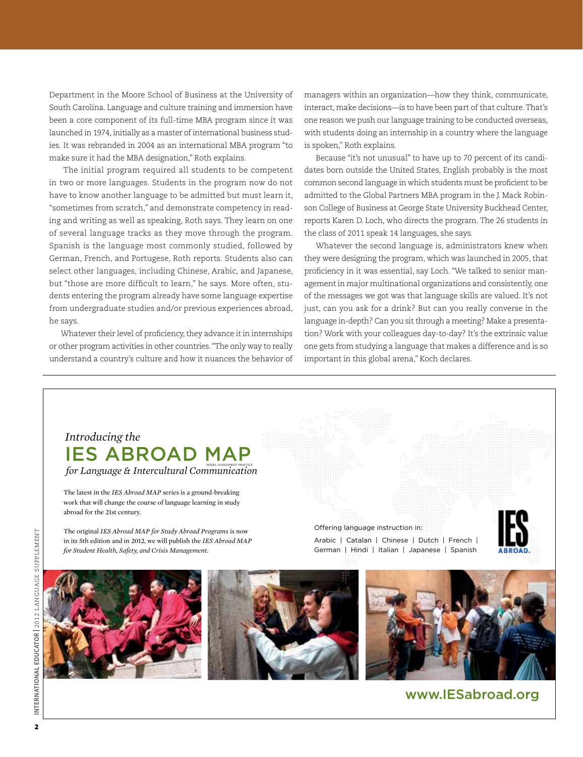Department in the Moore School of Business at the University of South Carolina. Language and culture training and immersion have been a core component of its full-time MBA program since it was launched in 1974, initially as a master of international business studies. It was rebranded in 2004 as an international MBA program "to make sure it had the MBA designation," Roth explains.

The initial program required all students to be competent in two or more languages. Students in the program now do not have to know another language to be admitted but must learn it, "sometimes from scratch," and demonstrate competency in reading and writing as well as speaking, Roth says. They learn on one of several language tracks as they move through the program. Spanish is the language most commonly studied, followed by German, French, and Portugese, Roth reports. Students also can select other languages, including Chinese, Arabic, and Japanese, but "those are more difficult to learn," he says. More often, students entering the program already have some language expertise from undergraduate studies and/or previous experiences abroad, he says.

Whatever their level of proficiency, they advance it in internships or other program activities in other countries. "The only way to really understand a country's culture and how it nuances the behavior of managers within an organization—how they think, communicate, interact, make decisions—is to have been part of that culture. That's one reason we push our language training to be conducted overseas, with students doing an internship in a country where the language is spoken," Roth explains.

Because "it's not unusual" to have up to 70 percent of its candidates born outside the United States, English probably is the most common second language in which students must be proficient to be admitted to the Global Partners MBA program in the J. Mack Robinson College of Business at George State University Buckhead Center, reports Karen D. Loch, who directs the program. The 26 students in the class of 2011 speak 14 languages, she says.

Whatever the second language is, administrators knew when they were designing the program, which was launched in 2005, that proficiency in it was essential, say Loch. "We talked to senior management in major multinational organizations and consistently, one of the messages we got was that language skills are valued. It's not just, can you ask for a drink? But can you really converse in the language in-depth? Can you sit through a meeting? Make a presentation? Work with your colleagues day-to-day? It's the extrinsic value one gets from studying a language that makes a difference and is so important in this global arena," Koch declares.

---

*Introducing the*

## IES ABROAD MAP

MODEL ASSESSMENT PRACTICE

*for Language & Intercultural Communication*

The latest in the *IES Abroad MAP* series is a ground-breaking work that will change the course of language learning in study abroad for the 21st century.

The original *IES Abroad MAP for Study Abroad Programs* is now in its 5th edition and in 2012, we will publish the *IES Abroad MAP for Student Health, Safety, and Crisis Management.*

Offering language instruction in:

Arabic | Catalan | Chinese | Dutch | French | German | Hindi | Italian | Japanese | Spanish

IES ABROAD

www.IESabroad.org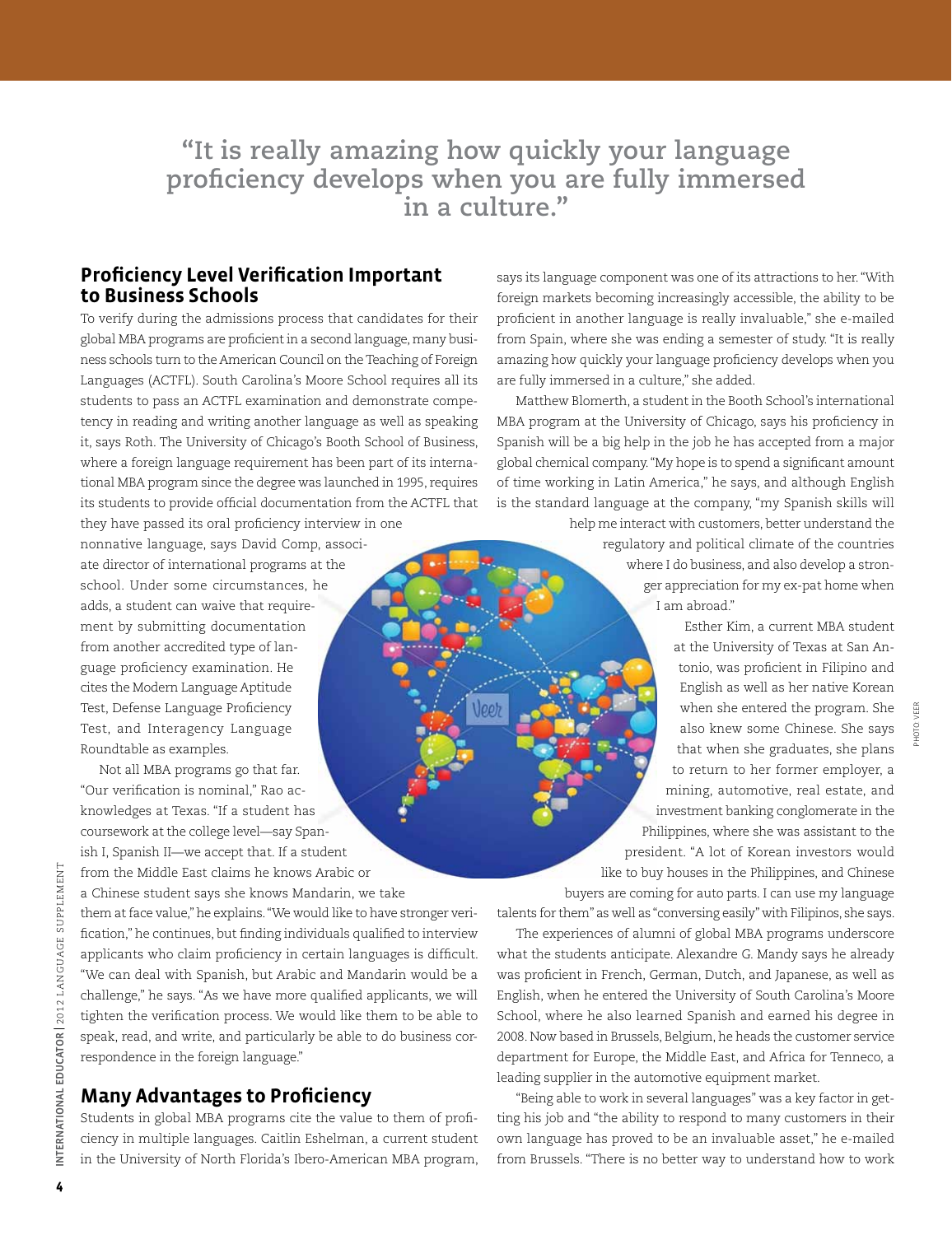> "It is really amazing how quickly your language proficiency develops when you are fully immersed in a culture."

## Proficiency Level Verification Important to Business Schools

To verify during the admissions process that candidates for their global MBA programs are proficient in a second language, many business schools turn to the American Council on the Teaching of Foreign Languages (ACTFL). South Carolina's Moore School requires all its students to pass an ACTFL examination and demonstrate competency in reading and writing another language as well as speaking it, says Roth. The University of Chicago's Booth School of Business, where a foreign language requirement has been part of its international MBA program since the degree was launched in 1995, requires its students to provide official documentation from the ACTFL that they have passed its oral proficiency interview in one nonnative language, says David Comp, associate director of international programs at the school. Under some circumstances, he adds, a student can waive that requirement by submitting documentation from another accredited type of language proficiency examination. He cites the Modern Language Aptitude Test, Defense Language Proficiency Test, and Interagency Language Roundtable as examples.

Not all MBA programs go that far. "Our verification is nominal," Rao acknowledges at Texas. "If a student has coursework at the college level—say Spanish I, Spanish II—we accept that. If a student from the Middle East claims he knows Arabic or a Chinese student says she knows Mandarin, we take them at face value," he explains. "We would like to have stronger verification," he continues, but finding individuals qualified to interview applicants who claim proficiency in certain languages is difficult. "We can deal with Spanish, but Arabic and Mandarin would be a challenge," he says. "As we have more qualified applicants, we will tighten the verification process. We would like them to be able to speak, read, and write, and particularly be able to do business correspondence in the foreign language."

## Many Advantages to Proficiency

Students in global MBA programs cite the value to them of proficiency in multiple languages. Caitlin Eshelman, a current student in the University of North Florida's Ibero-American MBA program, says its language component was one of its attractions to her. "With foreign markets becoming increasingly accessible, the ability to be proficient in another language is really invaluable," she e-mailed from Spain, where she was ending a semester of study. "It is really amazing how quickly your language proficiency develops when you are fully immersed in a culture," she added.

Matthew Blomerth, a student in the Booth School's international MBA program at the University of Chicago, says his proficiency in Spanish will be a big help in the job he has accepted from a major global chemical company. "My hope is to spend a significant amount of time working in Latin America," he says, and although English is the standard language at the company, "my Spanish skills will help me interact with customers, better understand the regulatory and political climate of the countries where I do business, and also develop a stronger appreciation for my ex-pat home when I am abroad."

Esther Kim, a current MBA student at the University of Texas at San Antonio, was proficient in Filipino and English as well as her native Korean when she entered the program. She also knew some Chinese. She says that when she graduates, she plans to return to her former employer, a mining, automotive, real estate, and investment banking conglomerate in the Philippines, where she was assistant to the president. "A lot of Korean investors would like to buy houses in the Philippines, and Chinese buyers are coming for auto parts. I can use my language talents for them" as well as "conversing easily" with Filipinos, she says.

The experiences of alumni of global MBA programs underscore what the students anticipate. Alexandre G. Mandy says he already was proficient in French, German, Dutch, and Japanese, as well as English, when he entered the University of South Carolina's Moore School, where he also learned Spanish and earned his degree in 2008. Now based in Brussels, Belgium, he heads the customer service department for Europe, the Middle East, and Africa for Tenneco, a leading supplier in the automotive equipment market.

"Being able to work in several languages" was a key factor in getting his job and "the ability to respond to many customers in their own language has proved to be an invaluable asset," he e-mailed from Brussels. "There is no better way to understand how to work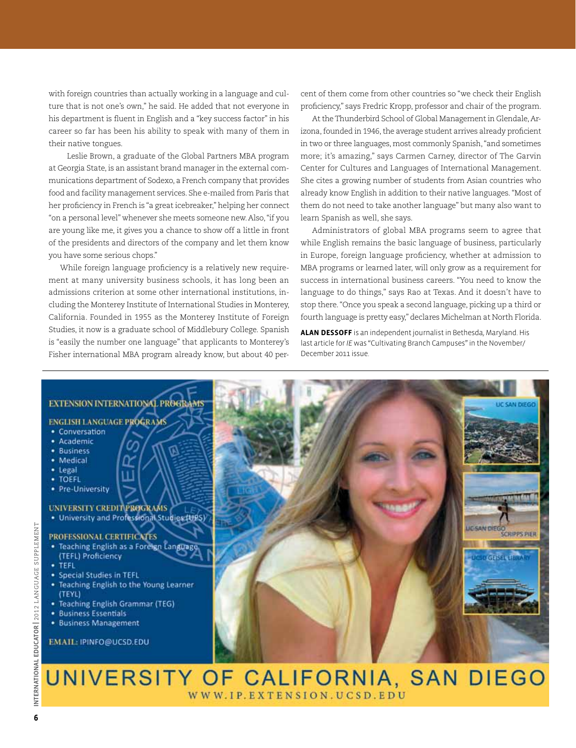with foreign countries than actually working in a language and culture that is not one's own," he said. He added that not everyone in his department is fluent in English and a "key success factor" in his career so far has been his ability to speak with many of them in their native tongues.

Leslie Brown, a graduate of the Global Partners MBA program at Georgia State, is an assistant brand manager in the external communications department of Sodexo, a French company that provides food and facility management services. She e-mailed from Paris that her proficiency in French is "a great icebreaker," helping her connect "on a personal level" whenever she meets someone new. Also, "if you are young like me, it gives you a chance to show off a little in front of the presidents and directors of the company and let them know you have some serious chops."

While foreign language proficiency is a relatively new requirement at many university business schools, it has long been an admissions criterion at some other international institutions, including the Monterey Institute of International Studies in Monterey, California. Founded in 1955 as the Monterey Institute of Foreign Studies, it now is a graduate school of Middlebury College. Spanish is "easily the number one language" that applicants to Monterey's Fisher international MBA program already know, but about 40 percent of them come from other countries so "we check their English proficiency," says Fredric Kropp, professor and chair of the program.

At the Thunderbird School of Global Management in Glendale, Arizona, founded in 1946, the average student arrives already proficient in two or three languages, most commonly Spanish, "and sometimes more; it's amazing," says Carmen Carney, director of The Garvin Center for Cultures and Languages of International Management. She cites a growing number of students from Asian countries who already know English in addition to their native languages. "Most of them do not need to take another language" but many also want to learn Spanish as well, she says.

Administrators of global MBA programs seem to agree that while English remains the basic language of business, particularly in Europe, foreign language proficiency, whether at admission to MBA programs or learned later, will only grow as a requirement for success in international business careers. "You need to know the language to do things," says Rao at Texas. And it doesn't have to stop there. "Once you speak a second language, picking up a third or fourth language is pretty easy," declares Michelman at North Florida.

**ALAN DESSOFF** is an independent journalist in Bethesda, Maryland. His last article for *IE* was "Cultivating Branch Campuses" in the November/December 2011 issue.

EXTENSION INTERNATIONAL PROGRAMS

ENGLISH LANGUAGE PROGRAMS
- Conversation
- Academic
- Business
- Medical
- Legal
- TOEFL
- Pre-University

UNIVERSITY CREDIT PROGRAMS
- University and Professional Studies (UPS)

PROFESSIONAL CERTIFICATES
- Teaching English as a Foreign Language (TEFL) Proficiency
- TEFL
- Special Studies in TEFL
- Teaching English to the Young Learner (TEYL)
- Teaching English Grammar (TEG)
- Business Essentials
- Business Management

EMAIL: IPINFO@UCSD.EDU

UC SAN DIEGO

UC SAN DIEGO SCRIPPS PIER

UCSD GEISEL LIBRARY

UNIVERSITY OF CALIFORNIA, SAN DIEGO

WWW.IP.EXTENSION.UCSD.EDU